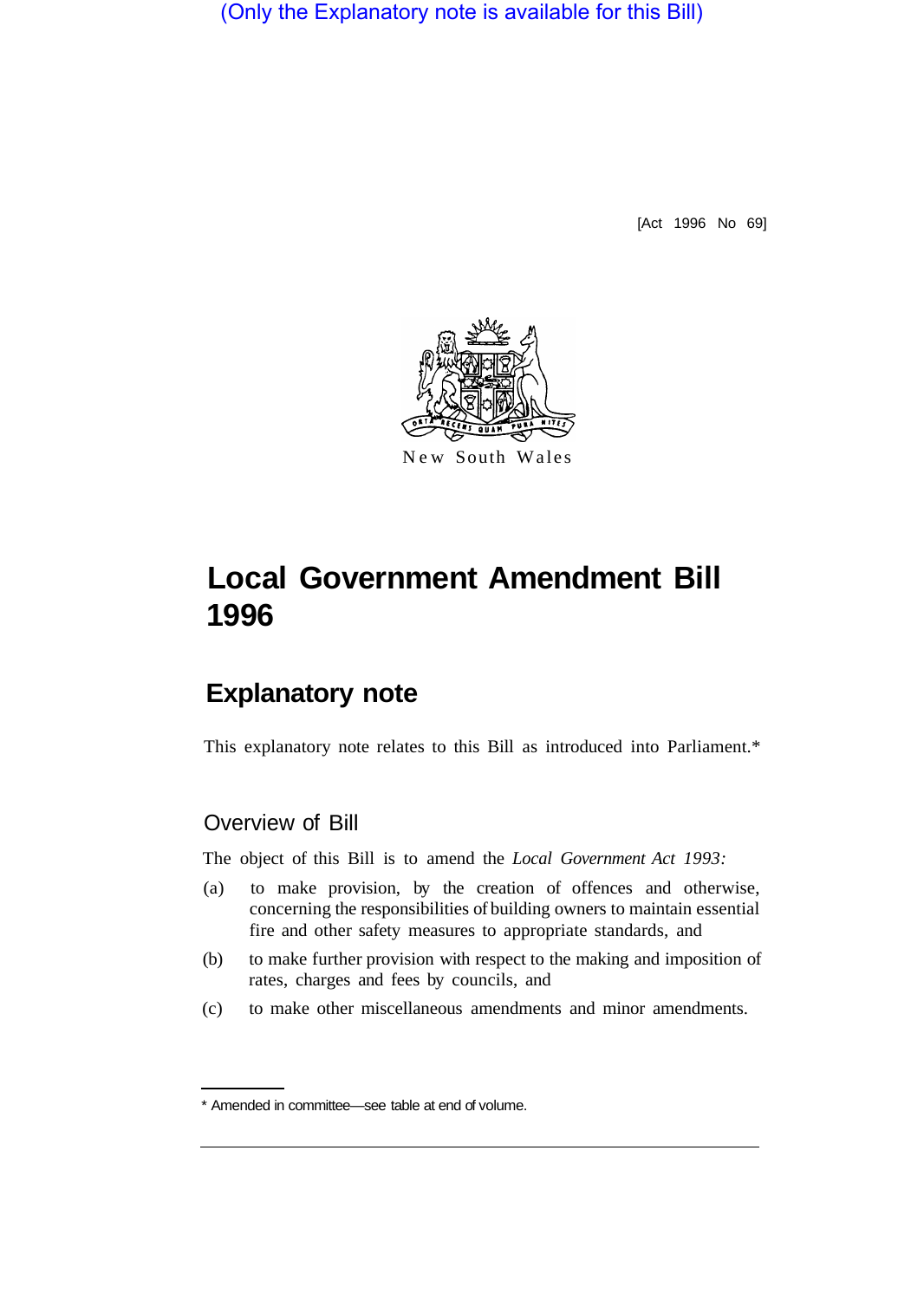(Only the Explanatory note is available for this Bill)

[Act 1996 No 69]

New South Wales

# Local Government Amendment Bill 1996

## Explanatory note

This explanatory note relates to this Bill as introduced into Parliament.*

### Overview of Bill

The object of this Bill is to amend the *Local Government Act 1993:*

(a) to make provision, by the creation of offences and otherwise, concerning the responsibilities of building owners to maintain essential fire and other safety measures to appropriate standards, and

(b) to make further provision with respect to the making and imposition of rates, charges and fees by councils, and

(c) to make other miscellaneous amendments and minor amendments.

* Amended in committee—see table at end of volume.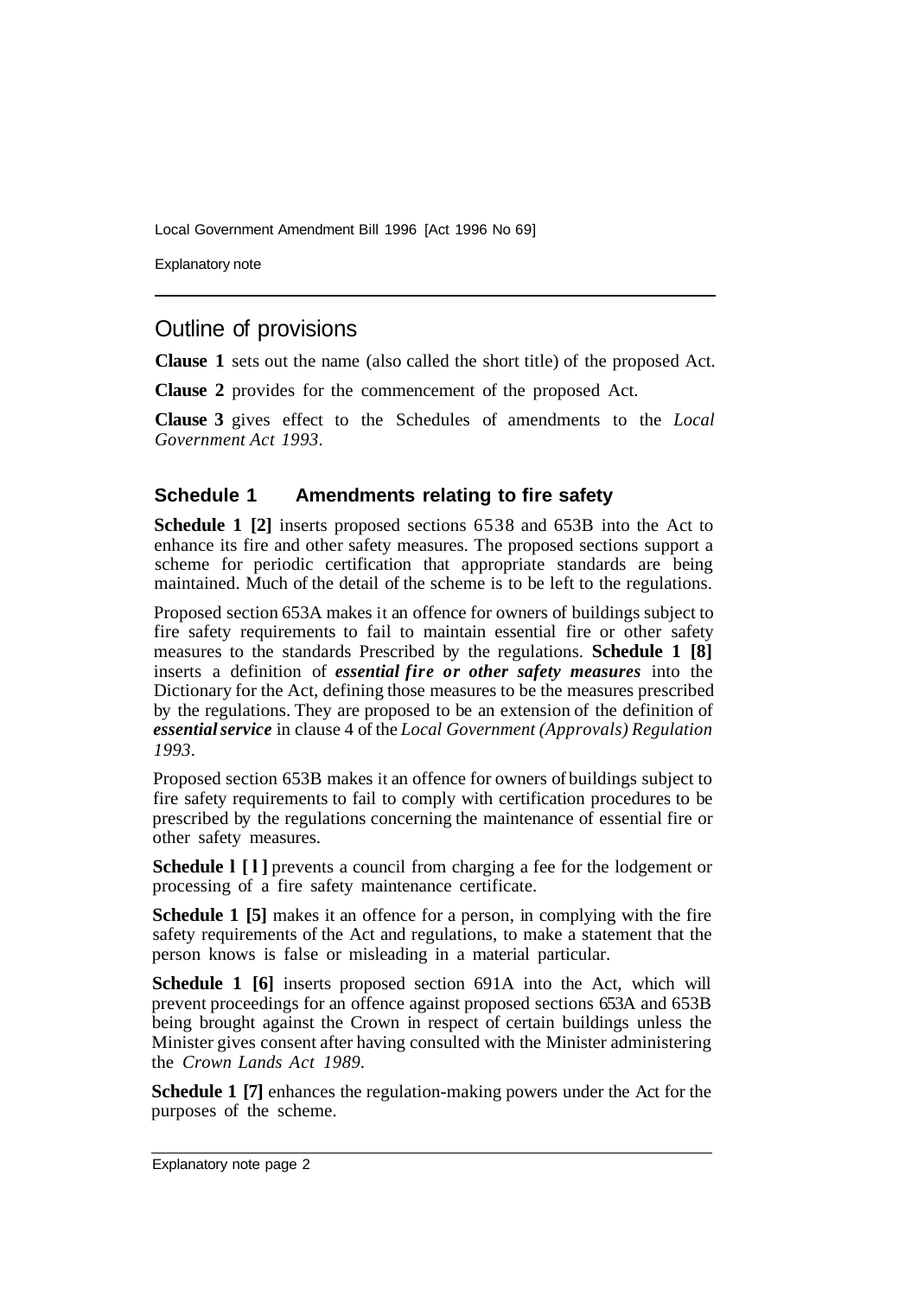## Outline of provisions

**Clause 1** sets out the name (also called the short title) of the proposed Act.

**Clause 2** provides for the commencement of the proposed Act.

**Clause 3** gives effect to the Schedules of amendments to the *Local Government Act 1993*.

### Schedule 1 Amendments relating to fire safety

**Schedule 1 [2]** inserts proposed sections 6538 and 653B into the Act to enhance its fire and other safety measures. The proposed sections support a scheme for periodic certification that appropriate standards are being maintained. Much of the detail of the scheme is to be left to the regulations.

Proposed section 653A makes it an offence for owners of buildings subject to fire safety requirements to fail to maintain essential fire or other safety measures to the standards Prescribed by the regulations. **Schedule 1 [8]** inserts a definition of ***essential fire or other safety measures*** into the Dictionary for the Act, defining those measures to be the measures prescribed by the regulations. They are proposed to be an extension of the definition of ***essential service*** in clause 4 of the *Local Government (Approvals) Regulation 1993*.

Proposed section 653B makes it an offence for owners of buildings subject to fire safety requirements to fail to comply with certification procedures to be prescribed by the regulations concerning the maintenance of essential fire or other safety measures.

**Schedule l [l]** prevents a council from charging a fee for the lodgement or processing of a fire safety maintenance certificate.

**Schedule 1 [5]** makes it an offence for a person, in complying with the fire safety requirements of the Act and regulations, to make a statement that the person knows is false or misleading in a material particular.

**Schedule 1 [6]** inserts proposed section 691A into the Act, which will prevent proceedings for an offence against proposed sections 653A and 653B being brought against the Crown in respect of certain buildings unless the Minister gives consent after having consulted with the Minister administering the *Crown Lands Act 1989*.

**Schedule 1 [7]** enhances the regulation-making powers under the Act for the purposes of the scheme.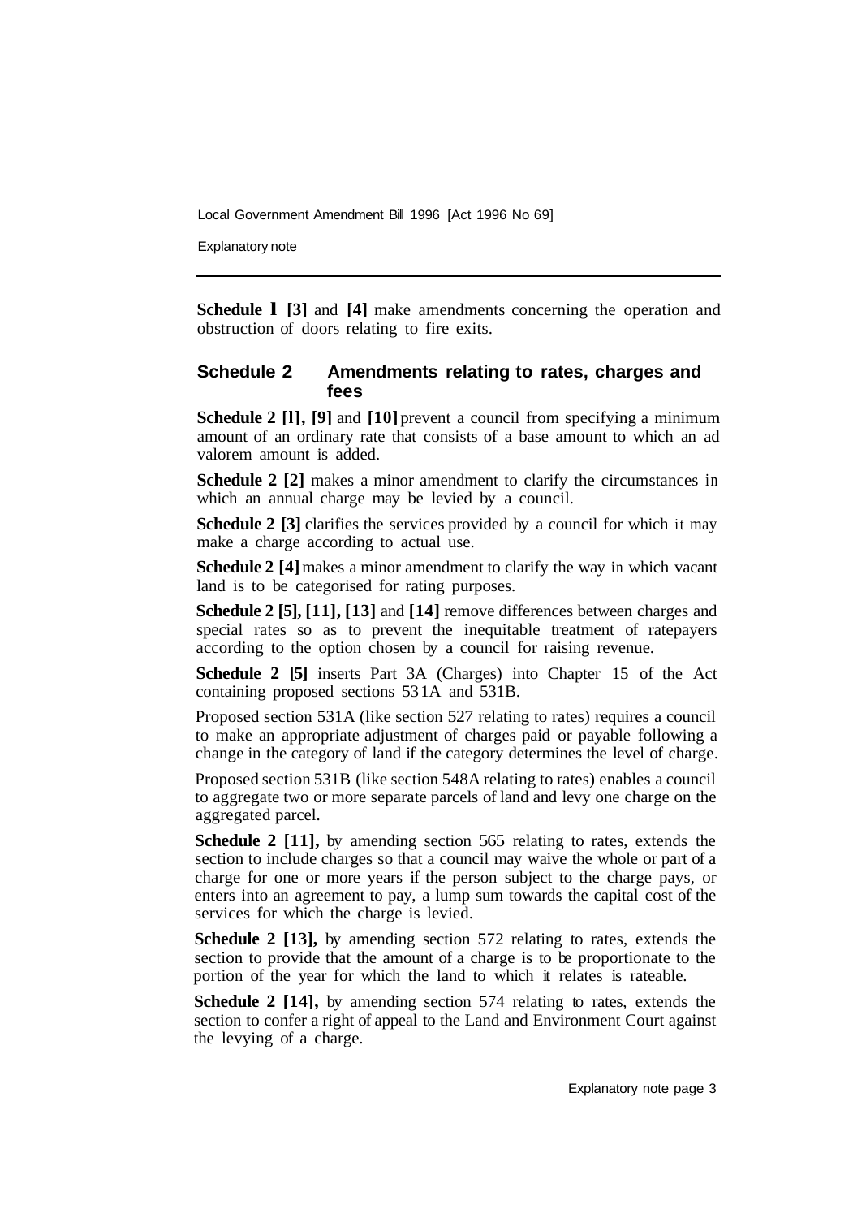**Schedule 1 [3]** and **[4]** make amendments concerning the operation and obstruction of doors relating to fire exits.

## Schedule 2 Amendments relating to rates, charges and fees

**Schedule 2 [1], [9]** and **[10]** prevent a council from specifying a minimum amount of an ordinary rate that consists of a base amount to which an ad valorem amount is added.

**Schedule 2 [2]** makes a minor amendment to clarify the circumstances in which an annual charge may be levied by a council.

**Schedule 2 [3]** clarifies the services provided by a council for which it may make a charge according to actual use.

**Schedule 2 [4]** makes a minor amendment to clarify the way in which vacant land is to be categorised for rating purposes.

**Schedule 2 [5], [11], [13]** and **[14]** remove differences between charges and special rates so as to prevent the inequitable treatment of ratepayers according to the option chosen by a council for raising revenue.

**Schedule 2 [5]** inserts Part 3A (Charges) into Chapter 15 of the Act containing proposed sections 531A and 531B.

Proposed section 531A (like section 527 relating to rates) requires a council to make an appropriate adjustment of charges paid or payable following a change in the category of land if the category determines the level of charge.

Proposed section 531B (like section 548A relating to rates) enables a council to aggregate two or more separate parcels of land and levy one charge on the aggregated parcel.

**Schedule 2 [11],** by amending section 565 relating to rates, extends the section to include charges so that a council may waive the whole or part of a charge for one or more years if the person subject to the charge pays, or enters into an agreement to pay, a lump sum towards the capital cost of the services for which the charge is levied.

**Schedule 2 [13],** by amending section 572 relating to rates, extends the section to provide that the amount of a charge is to be proportionate to the portion of the year for which the land to which it relates is rateable.

**Schedule 2 [14],** by amending section 574 relating to rates, extends the section to confer a right of appeal to the Land and Environment Court against the levying of a charge.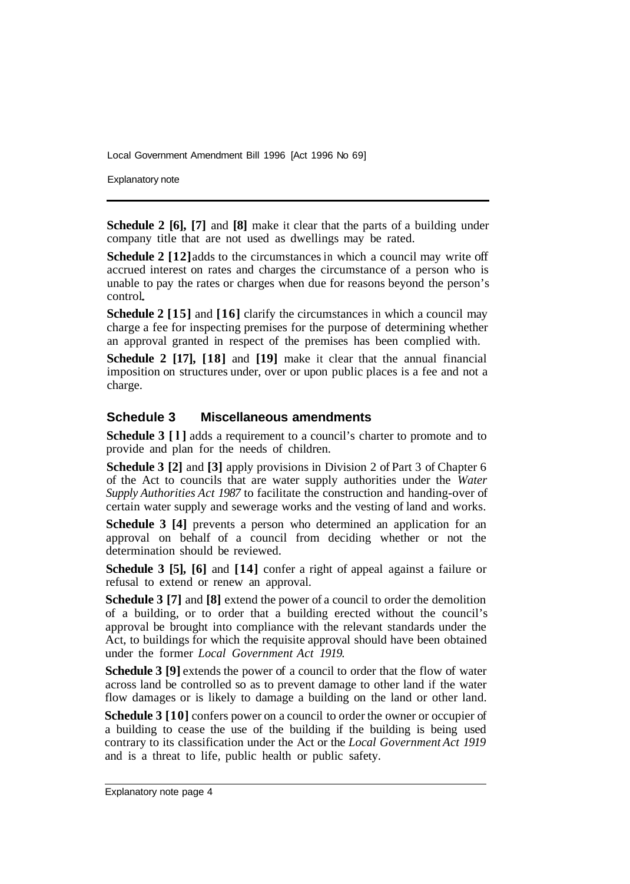**Schedule 2 [6], [7]** and **[8]** make it clear that the parts of a building under company title that are not used as dwellings may be rated.

**Schedule 2 [12]** adds to the circumstances in which a council may write off accrued interest on rates and charges the circumstance of a person who is unable to pay the rates or charges when due for reasons beyond the person's control.

**Schedule 2 [15]** and **[16]** clarify the circumstances in which a council may charge a fee for inspecting premises for the purpose of determining whether an approval granted in respect of the premises has been complied with.

**Schedule 2 [17], [18]** and **[19]** make it clear that the annual financial imposition on structures under, over or upon public places is a fee and not a charge.

## Schedule 3 Miscellaneous amendments

**Schedule 3 [1]** adds a requirement to a council's charter to promote and to provide and plan for the needs of children.

**Schedule 3 [2]** and **[3]** apply provisions in Division 2 of Part 3 of Chapter 6 of the Act to councils that are water supply authorities under the *Water Supply Authorities Act 1987* to facilitate the construction and handing-over of certain water supply and sewerage works and the vesting of land and works.

**Schedule 3 [4]** prevents a person who determined an application for an approval on behalf of a council from deciding whether or not the determination should be reviewed.

**Schedule 3 [5], [6]** and **[14]** confer a right of appeal against a failure or refusal to extend or renew an approval.

**Schedule 3 [7]** and **[8]** extend the power of a council to order the demolition of a building, or to order that a building erected without the council's approval be brought into compliance with the relevant standards under the Act, to buildings for which the requisite approval should have been obtained under the former *Local Government Act 1919*.

**Schedule 3 [9]** extends the power of a council to order that the flow of water across land be controlled so as to prevent damage to other land if the water flow damages or is likely to damage a building on the land or other land.

**Schedule 3 [10]** confers power on a council to order the owner or occupier of a building to cease the use of the building if the building is being used contrary to its classification under the Act or the *Local Government Act 1919* and is a threat to life, public health or public safety.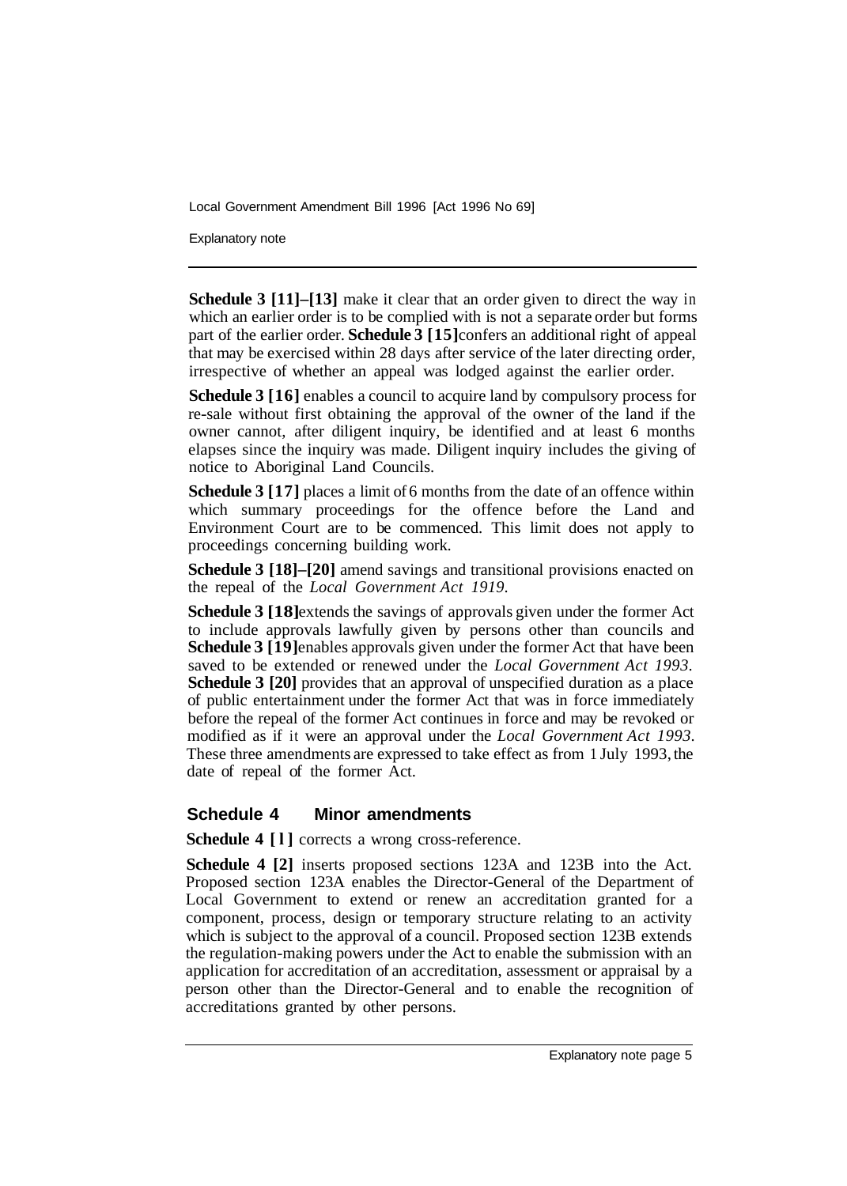**Schedule 3 [11]–[13]** make it clear that an order given to direct the way in which an earlier order is to be complied with is not a separate order but forms part of the earlier order. **Schedule 3 [15]** confers an additional right of appeal that may be exercised within 28 days after service of the later directing order, irrespective of whether an appeal was lodged against the earlier order.

**Schedule 3 [16]** enables a council to acquire land by compulsory process for re-sale without first obtaining the approval of the owner of the land if the owner cannot, after diligent inquiry, be identified and at least 6 months elapses since the inquiry was made. Diligent inquiry includes the giving of notice to Aboriginal Land Councils.

**Schedule 3 [17]** places a limit of 6 months from the date of an offence within which summary proceedings for the offence before the Land and Environment Court are to be commenced. This limit does not apply to proceedings concerning building work.

**Schedule 3 [18]–[20]** amend savings and transitional provisions enacted on the repeal of the *Local Government Act 1919*.

**Schedule 3 [18]** extends the savings of approvals given under the former Act to include approvals lawfully given by persons other than councils and **Schedule 3 [19]** enables approvals given under the former Act that have been saved to be extended or renewed under the *Local Government Act 1993*. **Schedule 3 [20]** provides that an approval of unspecified duration as a place of public entertainment under the former Act that was in force immediately before the repeal of the former Act continues in force and may be revoked or modified as if it were an approval under the *Local Government Act 1993*. These three amendments are expressed to take effect as from 1 July 1993, the date of repeal of the former Act.

## Schedule 4 Minor amendments

**Schedule 4 [1]** corrects a wrong cross-reference.

**Schedule 4 [2]** inserts proposed sections 123A and 123B into the Act. Proposed section 123A enables the Director-General of the Department of Local Government to extend or renew an accreditation granted for a component, process, design or temporary structure relating to an activity which is subject to the approval of a council. Proposed section 123B extends the regulation-making powers under the Act to enable the submission with an application for accreditation of an accreditation, assessment or appraisal by a person other than the Director-General and to enable the recognition of accreditations granted by other persons.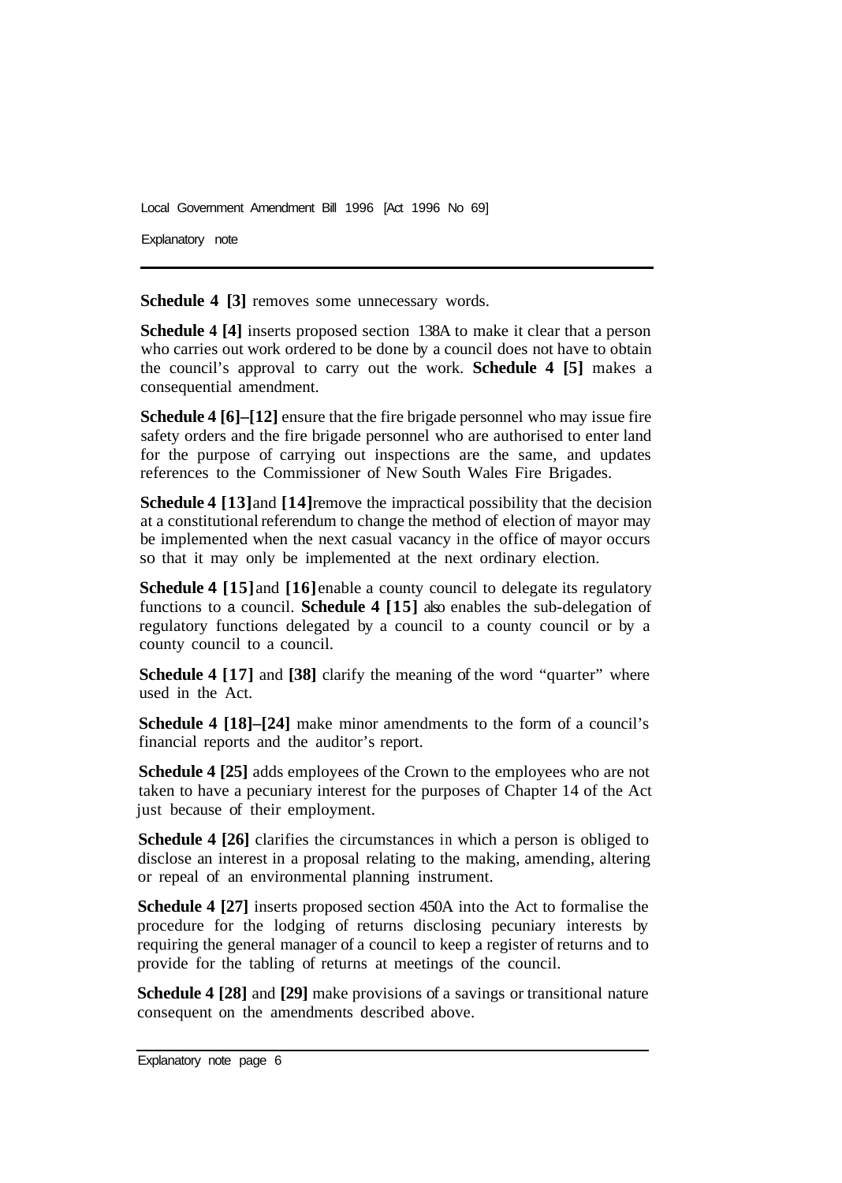**Schedule 4 [3]** removes some unnecessary words.

**Schedule 4 [4]** inserts proposed section 138A to make it clear that a person who carries out work ordered to be done by a council does not have to obtain the council's approval to carry out the work. **Schedule 4 [5]** makes a consequential amendment.

**Schedule 4 [6]–[12]** ensure that the fire brigade personnel who may issue fire safety orders and the fire brigade personnel who are authorised to enter land for the purpose of carrying out inspections are the same, and updates references to the Commissioner of New South Wales Fire Brigades.

**Schedule 4 [13]** and **[14]** remove the impractical possibility that the decision at a constitutional referendum to change the method of election of mayor may be implemented when the next casual vacancy in the office of mayor occurs so that it may only be implemented at the next ordinary election.

**Schedule 4 [15]** and **[16]** enable a county council to delegate its regulatory functions to a council. **Schedule 4 [15]** also enables the sub-delegation of regulatory functions delegated by a council to a county council or by a county council to a council.

**Schedule 4 [17]** and **[38]** clarify the meaning of the word "quarter" where used in the Act.

**Schedule 4 [18]–[24]** make minor amendments to the form of a council's financial reports and the auditor's report.

**Schedule 4 [25]** adds employees of the Crown to the employees who are not taken to have a pecuniary interest for the purposes of Chapter 14 of the Act just because of their employment.

**Schedule 4 [26]** clarifies the circumstances in which a person is obliged to disclose an interest in a proposal relating to the making, amending, altering or repeal of an environmental planning instrument.

**Schedule 4 [27]** inserts proposed section 450A into the Act to formalise the procedure for the lodging of returns disclosing pecuniary interests by requiring the general manager of a council to keep a register of returns and to provide for the tabling of returns at meetings of the council.

**Schedule 4 [28]** and **[29]** make provisions of a savings or transitional nature consequent on the amendments described above.